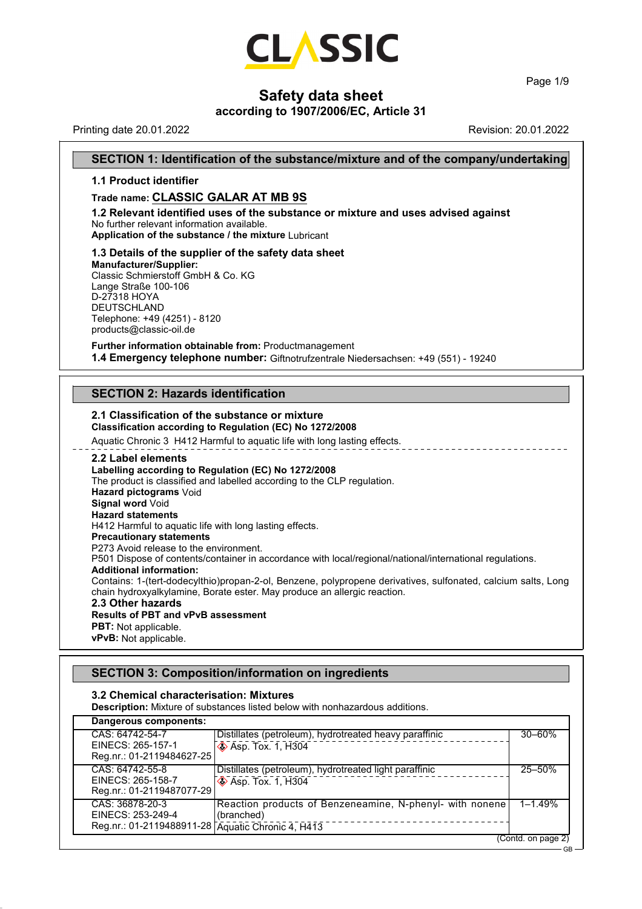CLASSIC

# Safety data sheet

**according to 1907/2006/EC, Article 31**

Printing date 20.01.2022 Revision: 20.01.2022

## SECTION 1: Identification of the substance/mixture and of the company/undertaking

### 1.1 Product identifier

**Trade name: CLASSIC GALAR AT MB 9S**

**1.2 Relevant identified uses of the substance or mixture and uses advised against**
No further relevant information available.
**Application of the substance / the mixture** Lubricant

**1.3 Details of the supplier of the safety data sheet**
**Manufacturer/Supplier:**
Classic Schmierstoff GmbH & Co. KG
Lange Straße 100-106
D-27318 HOYA
DEUTSCHLAND
Telephone: +49 (4251) - 8120
products@classic-oil.de

**Further information obtainable from:** Productmanagement
**1.4 Emergency telephone number:** Giftnotrufzentrale Niedersachsen: +49 (551) - 19240

## SECTION 2: Hazards identification

**2.1 Classification of the substance or mixture**
**Classification according to Regulation (EC) No 1272/2008**
Aquatic Chronic 3 H412 Harmful to aquatic life with long lasting effects.

**2.2 Label elements**
**Labelling according to Regulation (EC) No 1272/2008**
The product is classified and labelled according to the CLP regulation.
**Hazard pictograms** Void
**Signal word** Void
**Hazard statements**
H412 Harmful to aquatic life with long lasting effects.
**Precautionary statements**
P273 Avoid release to the environment.
P501 Dispose of contents/container in accordance with local/regional/national/international regulations.
**Additional information:**
Contains: 1-(tert-dodecylthio)propan-2-ol, Benzene, polypropene derivatives, sulfonated, calcium salts, Long chain hydroxyalkylamine, Borate ester. May produce an allergic reaction.
**2.3 Other hazards**
**Results of PBT and vPvB assessment**
**PBT:** Not applicable.
**vPvB:** Not applicable.

## SECTION 3: Composition/information on ingredients

**3.2 Chemical characterisation: Mixtures**
**Description:** Mixture of substances listed below with nonhazardous additions.

| Dangerous components: | | |
|---|---|---|
| CAS: 64742-54-7<br>EINECS: 265-157-1<br>Reg.nr.: 01-2119484627-25 | Distillates (petroleum), hydrotreated heavy paraffinic<br>Asp. Tox. 1, H304 | 30–60% |
| CAS: 64742-55-8<br>EINECS: 265-158-7<br>Reg.nr.: 01-2119487077-29 | Distillates (petroleum), hydrotreated light paraffinic<br>Asp. Tox. 1, H304 | 25–50% |
| CAS: 36878-20-3<br>EINECS: 253-249-4<br>Reg.nr.: 01-2119488911-28 | Reaction products of Benzeneamine, N-phenyl- with nonene (branched)<br>Aquatic Chronic 4, H413 | 1–1.49% |

(Contd. on page 2)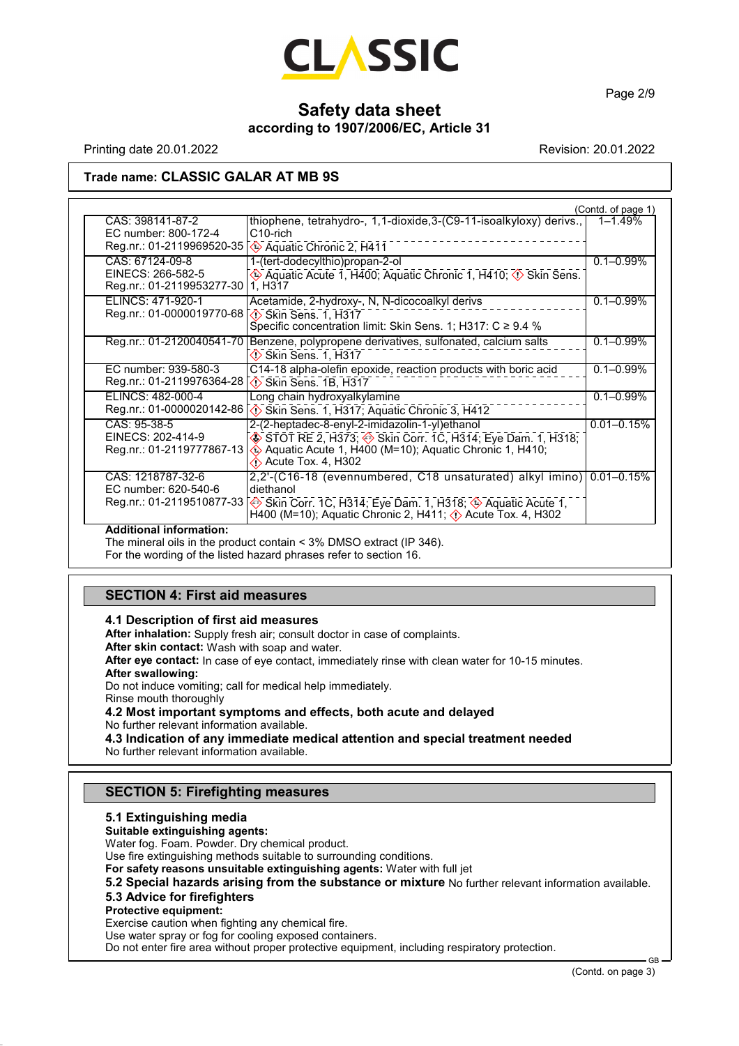**Safety data sheet**
**according to 1907/2006/EC, Article 31**

Printing date 20.01.2022 Revision: 20.01.2022

**Trade name: CLASSIC GALAR AT MB 9S**

(Contd. of page 1)

| Identifiers | Name / Classification | Concentration |
|---|---|---|
| CAS: 398141-87-2<br>EC number: 800-172-4<br>Reg.nr.: 01-2119969520-35 | thiophene, tetrahydro-, 1,1-dioxide,3-(C9-11-isoalkyloxy) derivs., C10-rich<br>Aquatic Chronic 2, H411 | 1–1.49% |
| CAS: 67124-09-8<br>EINECS: 266-582-5<br>Reg.nr.: 01-2119953277-30 | 1-(tert-dodecylthio)propan-2-ol<br>Aquatic Acute 1, H400; Aquatic Chronic 1, H410; Skin Sens. 1, H317 | 0.1–0.99% |
| ELINCS: 471-920-1<br>Reg.nr.: 01-0000019770-68 | Acetamide, 2-hydroxy-, N, N-dicocoalkyl derivs<br>Skin Sens. 1, H317<br>Specific concentration limit: Skin Sens. 1; H317: C ≥ 9.4 % | 0.1–0.99% |
| Reg.nr.: 01-2120040541-70 | Benzene, polypropene derivatives, sulfonated, calcium salts<br>Skin Sens. 1, H317 | 0.1–0.99% |
| EC number: 939-580-3<br>Reg.nr.: 01-2119976364-28 | C14-18 alpha-olefin epoxide, reaction products with boric acid<br>Skin Sens. 1B, H317 | 0.1–0.99% |
| ELINCS: 482-000-4<br>Reg.nr.: 01-0000020142-86 | Long chain hydroxyalkylamine<br>Skin Sens. 1, H317; Aquatic Chronic 3, H412 | 0.1–0.99% |
| CAS: 95-38-5<br>EINECS: 202-414-9<br>Reg.nr.: 01-2119777867-13 | 2-(2-heptadec-8-enyl-2-imidazolin-1-yl)ethanol<br>STOT RE 2, H373; Skin Corr. 1C, H314; Eye Dam. 1, H318; Aquatic Acute 1, H400 (M=10); Aquatic Chronic 1, H410; Acute Tox. 4, H302 | 0.01–0.15% |
| CAS: 1218787-32-6<br>EC number: 620-540-6<br>Reg.nr.: 01-2119510877-33 | 2,2'-(C16-18 (evennumbered, C18 unsaturated) alkyl imino) diethanol<br>Skin Corr. 1C, H314; Eye Dam. 1, H318; Aquatic Acute 1, H400 (M=10); Aquatic Chronic 2, H411; Acute Tox. 4, H302 | 0.01–0.15% |

**Additional information:**
The mineral oils in the product contain < 3% DMSO extract (IP 346).
For the wording of the listed hazard phrases refer to section 16.

## SECTION 4: First aid measures

### 4.1 Description of first aid measures

**After inhalation:** Supply fresh air; consult doctor in case of complaints.
**After skin contact:** Wash with soap and water.
**After eye contact:** In case of eye contact, immediately rinse with clean water for 10-15 minutes.
**After swallowing:**
Do not induce vomiting; call for medical help immediately.
Rinse mouth thoroughly

### 4.2 Most important symptoms and effects, both acute and delayed

No further relevant information available.

### 4.3 Indication of any immediate medical attention and special treatment needed

No further relevant information available.

## SECTION 5: Firefighting measures

### 5.1 Extinguishing media

**Suitable extinguishing agents:**
Water fog. Foam. Powder. Dry chemical product.
Use fire extinguishing methods suitable to surrounding conditions.
**For safety reasons unsuitable extinguishing agents:** Water with full jet

### 5.2 Special hazards arising from the substance or mixture

No further relevant information available.

### 5.3 Advice for firefighters

**Protective equipment:**
Exercise caution when fighting any chemical fire.
Use water spray or fog for cooling exposed containers.
Do not enter fire area without proper protective equipment, including respiratory protection.

(Contd. on page 3)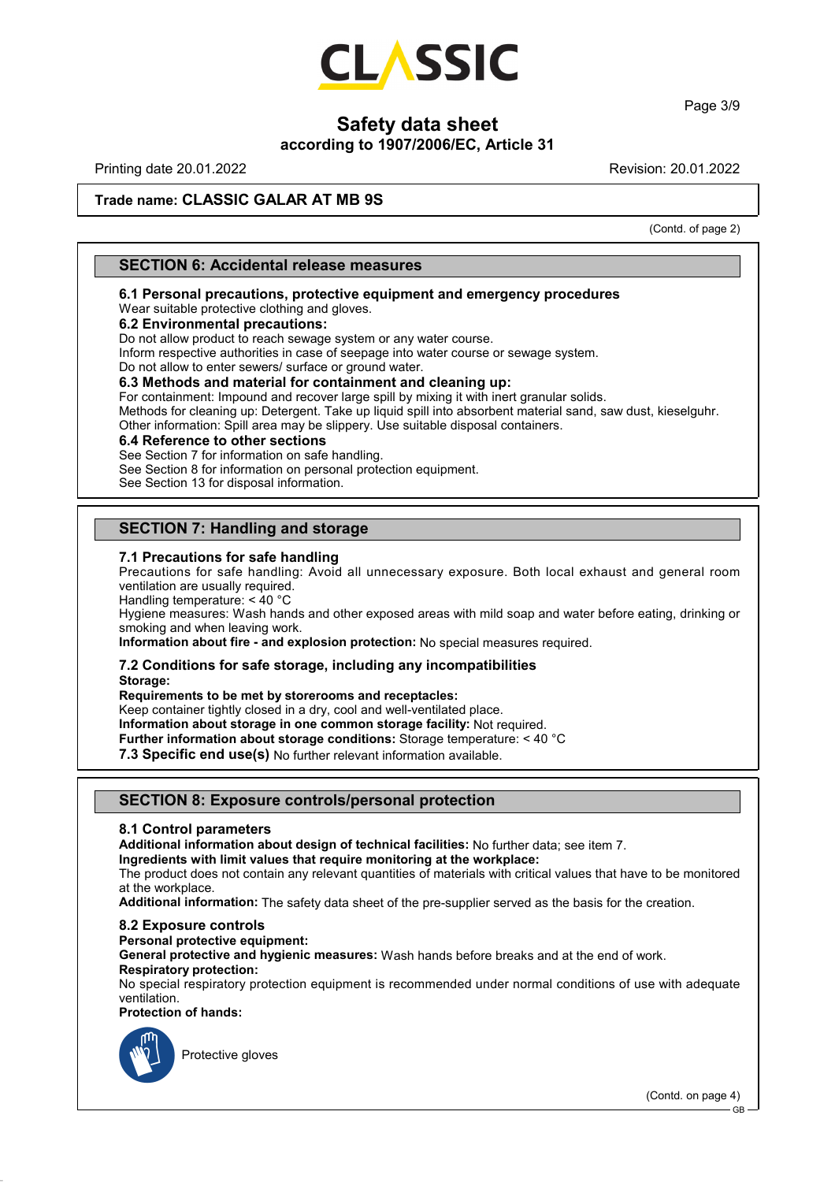# Safety data sheet
**according to 1907/2006/EC, Article 31**

Printing date 20.01.2022 Revision: 20.01.2022

**Trade name: CLASSIC GALAR AT MB 9S**

(Contd. of page 2)

## SECTION 6: Accidental release measures

### 6.1 Personal precautions, protective equipment and emergency procedures
Wear suitable protective clothing and gloves.

### 6.2 Environmental precautions:
Do not allow product to reach sewage system or any water course.
Inform respective authorities in case of seepage into water course or sewage system.
Do not allow to enter sewers/ surface or ground water.

### 6.3 Methods and material for containment and cleaning up:
For containment: Impound and recover large spill by mixing it with inert granular solids.
Methods for cleaning up: Detergent. Take up liquid spill into absorbent material sand, saw dust, kieselguhr.
Other information: Spill area may be slippery. Use suitable disposal containers.

### 6.4 Reference to other sections
See Section 7 for information on safe handling.
See Section 8 for information on personal protection equipment.
See Section 13 for disposal information.

## SECTION 7: Handling and storage

### 7.1 Precautions for safe handling
Precautions for safe handling: Avoid all unnecessary exposure. Both local exhaust and general room ventilation are usually required.
Handling temperature: < 40 °C
Hygiene measures: Wash hands and other exposed areas with mild soap and water before eating, drinking or smoking and when leaving work.
**Information about fire - and explosion protection:** No special measures required.

### 7.2 Conditions for safe storage, including any incompatibilities
**Storage:**
**Requirements to be met by storerooms and receptacles:**
Keep container tightly closed in a dry, cool and well-ventilated place.
**Information about storage in one common storage facility:** Not required.
**Further information about storage conditions:** Storage temperature: < 40 °C

**7.3 Specific end use(s)** No further relevant information available.

## SECTION 8: Exposure controls/personal protection

### 8.1 Control parameters
**Additional information about design of technical facilities:** No further data; see item 7.
**Ingredients with limit values that require monitoring at the workplace:**
The product does not contain any relevant quantities of materials with critical values that have to be monitored at the workplace.
**Additional information:** The safety data sheet of the pre-supplier served as the basis for the creation.

### 8.2 Exposure controls
**Personal protective equipment:**
**General protective and hygienic measures:** Wash hands before breaks and at the end of work.
**Respiratory protection:**
No special respiratory protection equipment is recommended under normal conditions of use with adequate ventilation.
**Protection of hands:**

Protective gloves

(Contd. on page 4)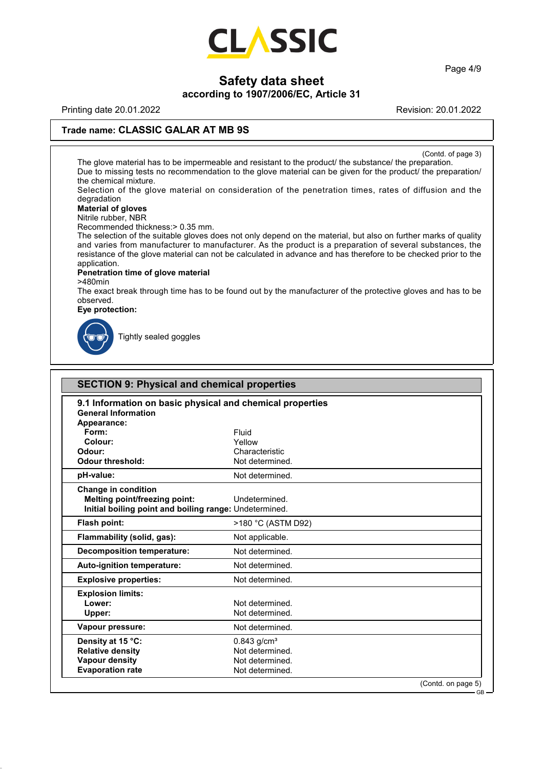# Safety data sheet

according to 1907/2006/EC, Article 31

Printing date 20.01.2022 Revision: 20.01.2022

**Trade name: CLASSIC GALAR AT MB 9S**

(Contd. of page 3)

The glove material has to be impermeable and resistant to the product/ the substance/ the preparation.
Due to missing tests no recommendation to the glove material can be given for the product/ the preparation/ the chemical mixture.
Selection of the glove material on consideration of the penetration times, rates of diffusion and the degradation

**Material of gloves**
Nitrile rubber, NBR
Recommended thickness:> 0.35 mm.
The selection of the suitable gloves does not only depend on the material, but also on further marks of quality and varies from manufacturer to manufacturer. As the product is a preparation of several substances, the resistance of the glove material can not be calculated in advance and has therefore to be checked prior to the application.

**Penetration time of glove material**
>480min
The exact break through time has to be found out by the manufacturer of the protective gloves and has to be observed.

**Eye protection:**

Tightly sealed goggles

## SECTION 9: Physical and chemical properties

### 9.1 Information on basic physical and chemical properties

**General Information**

| | |
|---|---|
| **Appearance:** | |
| **Form:** | Fluid |
| **Colour:** | Yellow |
| **Odour:** | Characteristic |
| **Odour threshold:** | Not determined. |
| **pH-value:** | Not determined. |
| **Change in condition** | |
| **Melting point/freezing point:** | Undetermined. |
| **Initial boiling point and boiling range:** | Undetermined. |
| **Flash point:** | >180 °C (ASTM D92) |
| **Flammability (solid, gas):** | Not applicable. |
| **Decomposition temperature:** | Not determined. |
| **Auto-ignition temperature:** | Not determined. |
| **Explosive properties:** | Not determined. |
| **Explosion limits:** | |
| **Lower:** | Not determined. |
| **Upper:** | Not determined. |
| **Vapour pressure:** | Not determined. |
| **Density at 15 °C:** | 0.843 g/cm³ |
| **Relative density** | Not determined. |
| **Vapour density** | Not determined. |
| **Evaporation rate** | Not determined. |

(Contd. on page 5)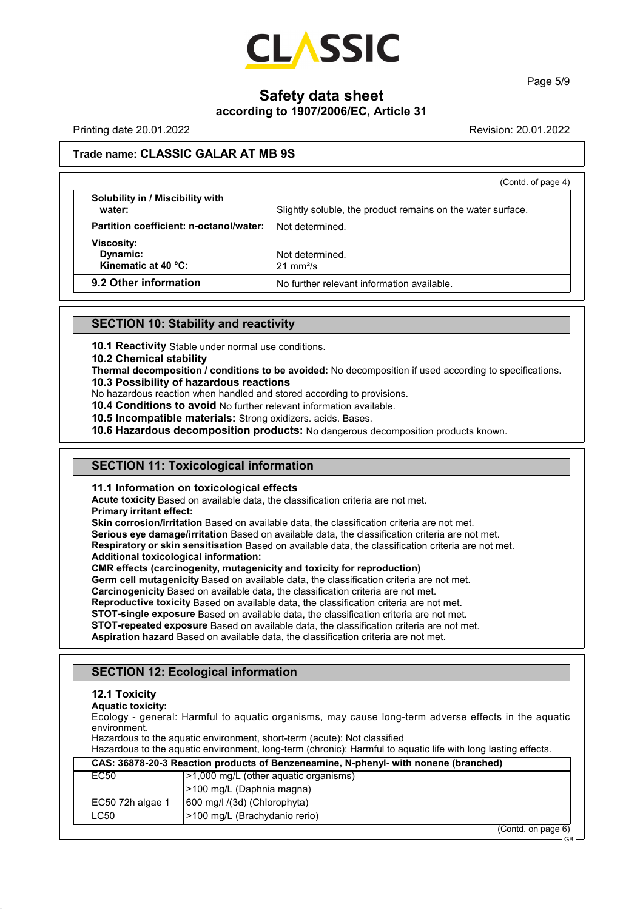## Trade name: CLASSIC GALAR AT MB 9S

(Contd. of page 4)

| | |
|---|---|
| **Solubility in / Miscibility with water:** | Slightly soluble, the product remains on the water surface. |
| **Partition coefficient: n-octanol/water:** | Not determined. |
| **Viscosity:** | |
| **Dynamic:** | Not determined. |
| **Kinematic at 40 °C:** | 21 mm²/s |
| **9.2 Other information** | No further relevant information available. |

## SECTION 10: Stability and reactivity

**10.1 Reactivity** Stable under normal use conditions.

**10.2 Chemical stability**

**Thermal decomposition / conditions to be avoided:** No decomposition if used according to specifications.

**10.3 Possibility of hazardous reactions**

No hazardous reaction when handled and stored according to provisions.

**10.4 Conditions to avoid** No further relevant information available.

**10.5 Incompatible materials:** Strong oxidizers. acids. Bases.

**10.6 Hazardous decomposition products:** No dangerous decomposition products known.

## SECTION 11: Toxicological information

**11.1 Information on toxicological effects**

**Acute toxicity** Based on available data, the classification criteria are not met.

**Primary irritant effect:**

**Skin corrosion/irritation** Based on available data, the classification criteria are not met.

**Serious eye damage/irritation** Based on available data, the classification criteria are not met.

**Respiratory or skin sensitisation** Based on available data, the classification criteria are not met.

**Additional toxicological information:**

**CMR effects (carcinogenity, mutagenicity and toxicity for reproduction)**

**Germ cell mutagenicity** Based on available data, the classification criteria are not met.

**Carcinogenicity** Based on available data, the classification criteria are not met.

**Reproductive toxicity** Based on available data, the classification criteria are not met.

**STOT-single exposure** Based on available data, the classification criteria are not met.

**STOT-repeated exposure** Based on available data, the classification criteria are not met.

**Aspiration hazard** Based on available data, the classification criteria are not met.

## SECTION 12: Ecological information

**12.1 Toxicity**

**Aquatic toxicity:**

Ecology - general: Harmful to aquatic organisms, may cause long-term adverse effects in the aquatic environment.

Hazardous to the aquatic environment, short-term (acute): Not classified

Hazardous to the aquatic environment, long-term (chronic): Harmful to aquatic life with long lasting effects.

| CAS: 36878-20-3 Reaction products of Benzeneamine, N-phenyl- with nonene (branched) | |
|---|---|
| EC50 | >1,000 mg/L (other aquatic organisms) |
| | >100 mg/L (Daphnia magna) |
| EC50 72h algae 1 | 600 mg/l /(3d) (Chlorophyta) |
| LC50 | >100 mg/L (Brachydanio rerio) |

(Contd. on page 6)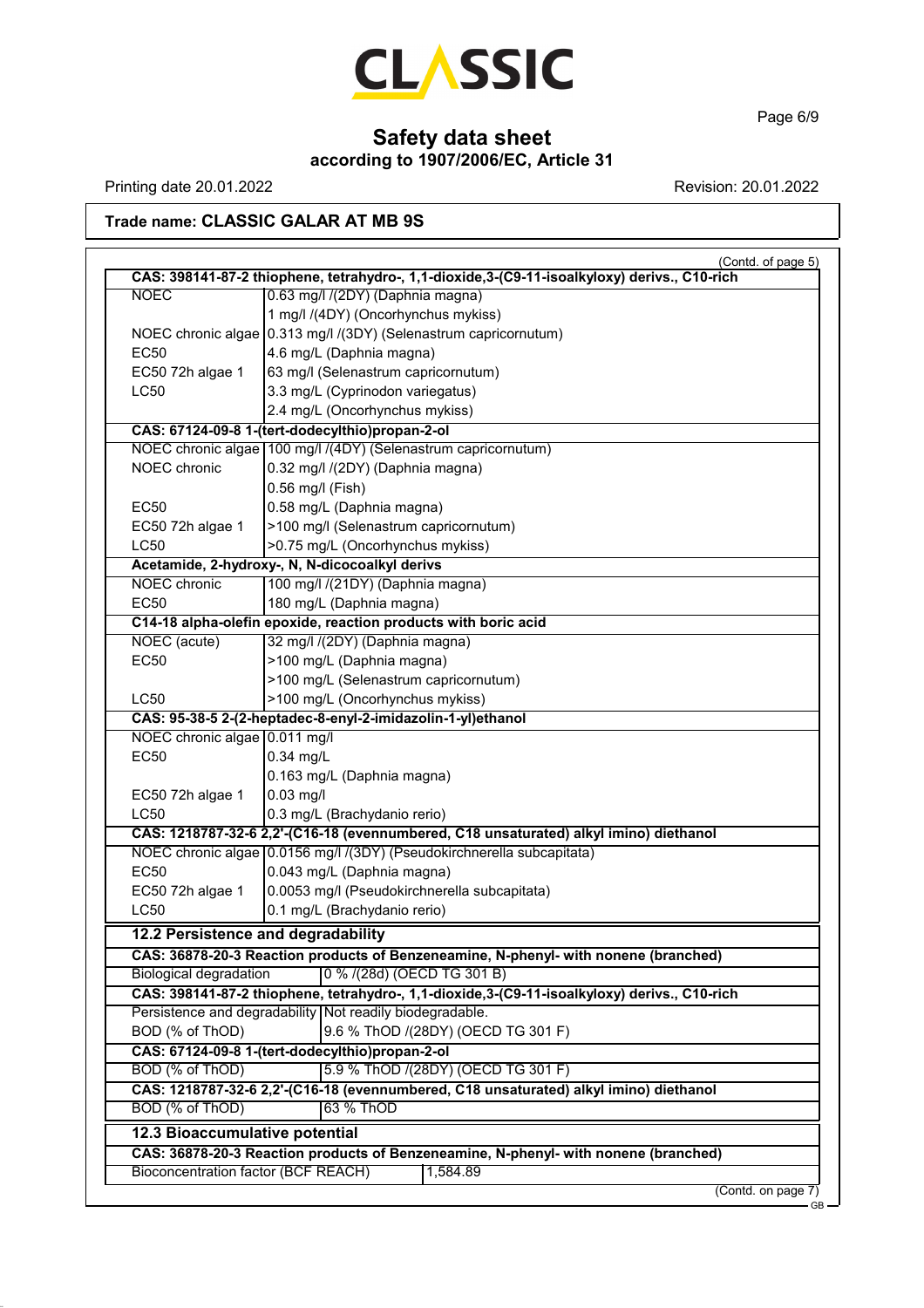**Safety data sheet**
**according to 1907/2006/EC, Article 31**

Printing date 20.01.2022 Revision: 20.01.2022

**Trade name: CLASSIC GALAR AT MB 9S**

(Contd. of page 5)

| **CAS: 398141-87-2 thiophene, tetrahydro-, 1,1-dioxide,3-(C9-11-isoalkyloxy) derivs., C10-rich** | |
|---|---|
| NOEC | 0.63 mg/l /(2DY) (Daphnia magna) |
| | 1 mg/l /(4DY) (Oncorhynchus mykiss) |
| NOEC chronic algae | 0.313 mg/l /(3DY) (Selenastrum capricornutum) |
| EC50 | 4.6 mg/L (Daphnia magna) |
| EC50 72h algae 1 | 63 mg/l (Selenastrum capricornutum) |
| LC50 | 3.3 mg/L (Cyprinodon variegatus) |
| | 2.4 mg/L (Oncorhynchus mykiss) |
| **CAS: 67124-09-8 1-(tert-dodecylthio)propan-2-ol** | |
| NOEC chronic algae | 100 mg/l /(4DY) (Selenastrum capricornutum) |
| NOEC chronic | 0.32 mg/l /(2DY) (Daphnia magna) |
| | 0.56 mg/l (Fish) |
| EC50 | 0.58 mg/L (Daphnia magna) |
| EC50 72h algae 1 | >100 mg/l (Selenastrum capricornutum) |
| LC50 | >0.75 mg/L (Oncorhynchus mykiss) |
| **Acetamide, 2-hydroxy-, N, N-dicocoalkyl derivs** | |
| NOEC chronic | 100 mg/l /(21DY) (Daphnia magna) |
| EC50 | 180 mg/L (Daphnia magna) |
| **C14-18 alpha-olefin epoxide, reaction products with boric acid** | |
| NOEC (acute) | 32 mg/l /(2DY) (Daphnia magna) |
| EC50 | >100 mg/L (Daphnia magna) |
| | >100 mg/L (Selenastrum capricornutum) |
| LC50 | >100 mg/L (Oncorhynchus mykiss) |
| **CAS: 95-38-5 2-(2-heptadec-8-enyl-2-imidazolin-1-yl)ethanol** | |
| NOEC chronic algae | 0.011 mg/l |
| EC50 | 0.34 mg/L |
| | 0.163 mg/L (Daphnia magna) |
| EC50 72h algae 1 | 0.03 mg/l |
| LC50 | 0.3 mg/L (Brachydanio rerio) |
| **CAS: 1218787-32-6 2,2'-(C16-18 (evennumbered, C18 unsaturated) alkyl imino) diethanol** | |
| NOEC chronic algae | 0.0156 mg/l /(3DY) (Pseudokirchnerella subcapitata) |
| EC50 | 0.043 mg/L (Daphnia magna) |
| EC50 72h algae 1 | 0.0053 mg/l (Pseudokirchnerella subcapitata) |
| LC50 | 0.1 mg/L (Brachydanio rerio) |

**12.2 Persistence and degradability**

| **CAS: 36878-20-3 Reaction products of Benzeneamine, N-phenyl- with nonene (branched)** | |
|---|---|
| Biological degradation | 0 % /(28d) (OECD TG 301 B) |
| **CAS: 398141-87-2 thiophene, tetrahydro-, 1,1-dioxide,3-(C9-11-isoalkyloxy) derivs., C10-rich** | |
| Persistence and degradability | Not readily biodegradable. |
| BOD (% of ThOD) | 9.6 % ThOD /(28DY) (OECD TG 301 F) |
| **CAS: 67124-09-8 1-(tert-dodecylthio)propan-2-ol** | |
| BOD (% of ThOD) | 5.9 % ThOD /(28DY) (OECD TG 301 F) |
| **CAS: 1218787-32-6 2,2'-(C16-18 (evennumbered, C18 unsaturated) alkyl imino) diethanol** | |
| BOD (% of ThOD) | 63 % ThOD |

**12.3 Bioaccumulative potential**

| **CAS: 36878-20-3 Reaction products of Benzeneamine, N-phenyl- with nonene (branched)** | |
|---|---|
| Bioconcentration factor (BCF REACH) | 1,584.89 |

(Contd. on page 7)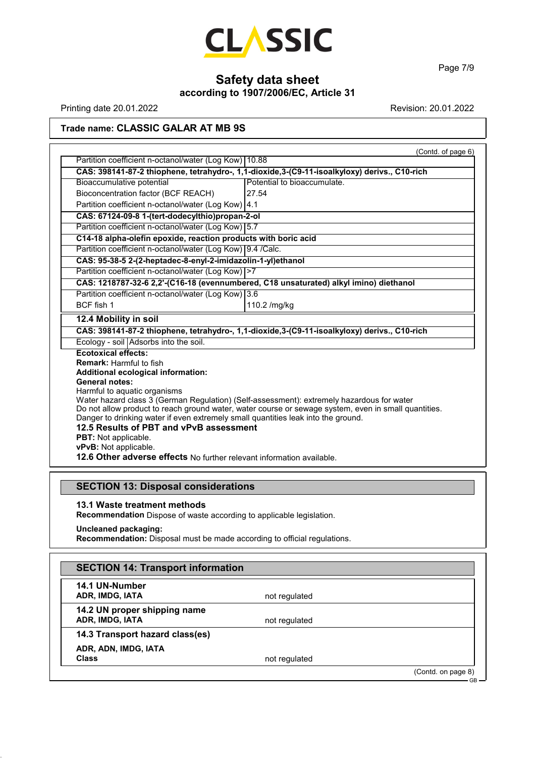(Contd. of page 6)

| | |
|---|---|
| Partition coefficient n-octanol/water (Log Kow) | 10.88 |
| **CAS: 398141-87-2 thiophene, tetrahydro-, 1,1-dioxide,3-(C9-11-isoalkyloxy) derivs., C10-rich** | |
| Bioaccumulative potential | Potential to bioaccumulate. |
| Bioconcentration factor (BCF REACH) | 27.54 |
| Partition coefficient n-octanol/water (Log Kow) | 4.1 |
| **CAS: 67124-09-8 1-(tert-dodecylthio)propan-2-ol** | |
| Partition coefficient n-octanol/water (Log Kow) | 5.7 |
| **C14-18 alpha-olefin epoxide, reaction products with boric acid** | |
| Partition coefficient n-octanol/water (Log Kow) | 9.4 /Calc. |
| **CAS: 95-38-5 2-(2-heptadec-8-enyl-2-imidazolin-1-yl)ethanol** | |
| Partition coefficient n-octanol/water (Log Kow) | >7 |
| **CAS: 1218787-32-6 2,2'-(C16-18 (evennumbered, C18 unsaturated) alkyl imino) diethanol** | |
| Partition coefficient n-octanol/water (Log Kow) | 3.6 |
| BCF fish 1 | 110.2 /mg/kg |

### 12.4 Mobility in soil

| | |
|---|---|
| **CAS: 398141-87-2 thiophene, tetrahydro-, 1,1-dioxide,3-(C9-11-isoalkyloxy) derivs., C10-rich** | |
| Ecology - soil | Adsorbs into the soil. |

**Ecotoxical effects:**
**Remark:** Harmful to fish
**Additional ecological information:**
**General notes:**
Harmful to aquatic organisms
Water hazard class 3 (German Regulation) (Self-assessment): extremely hazardous for water
Do not allow product to reach ground water, water course or sewage system, even in small quantities.
Danger to drinking water if even extremely small quantities leak into the ground.

### 12.5 Results of PBT and vPvB assessment

**PBT:** Not applicable.
**vPvB:** Not applicable.

**12.6 Other adverse effects** No further relevant information available.

## SECTION 13: Disposal considerations

### 13.1 Waste treatment methods

**Recommendation** Dispose of waste according to applicable legislation.

**Uncleaned packaging:**
**Recommendation:** Disposal must be made according to official regulations.

## SECTION 14: Transport information

| | |
|---|---|
| **14.1 UN-Number** | |
| **ADR, IMDG, IATA** | not regulated |
| **14.2 UN proper shipping name** | |
| **ADR, IMDG, IATA** | not regulated |
| **14.3 Transport hazard class(es)** | |
| **ADR, ADN, IMDG, IATA** | |
| **Class** | not regulated |

(Contd. on page 8)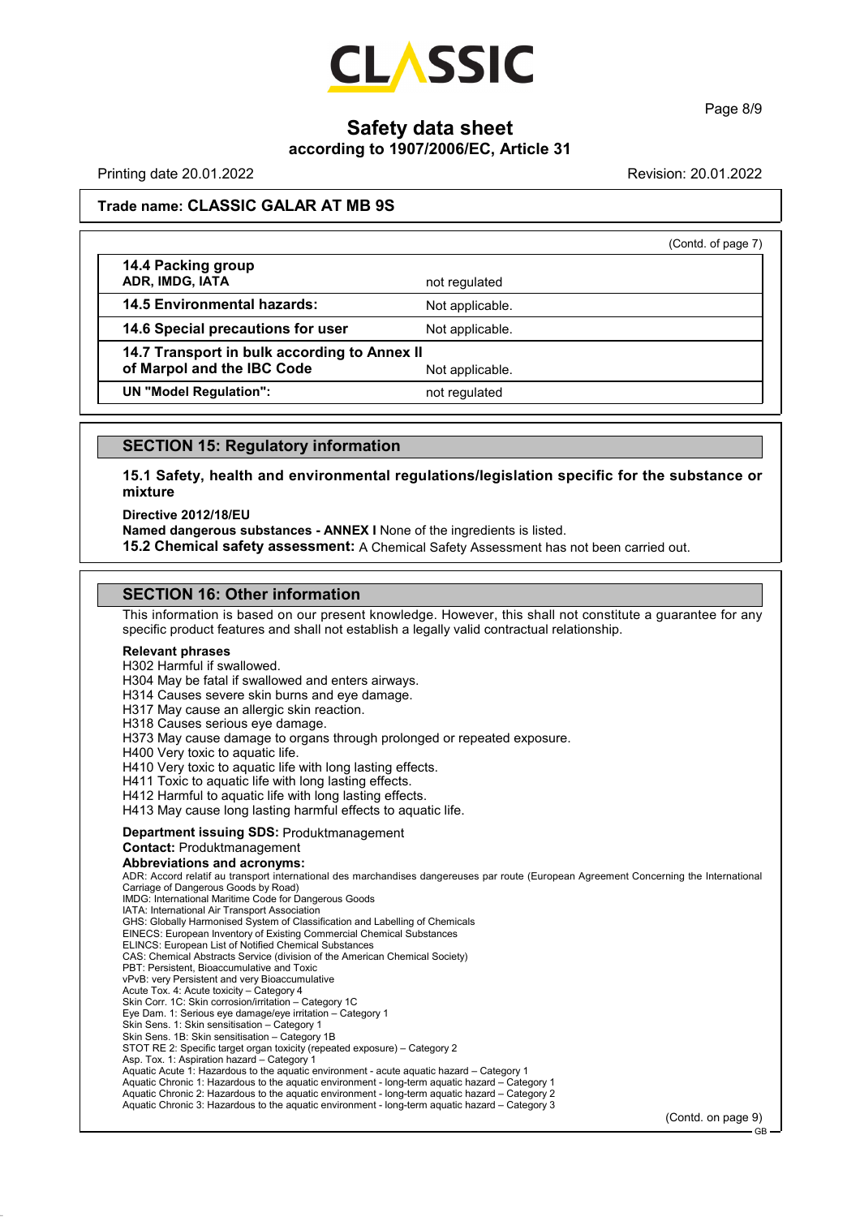**Trade name: CLASSIC GALAR AT MB 9S**

(Contd. of page 7)

| | |
|---|---|
| **14.4 Packing group** **ADR, IMDG, IATA** | not regulated |
| **14.5 Environmental hazards:** | Not applicable. |
| **14.6 Special precautions for user** | Not applicable. |
| **14.7 Transport in bulk according to Annex II of Marpol and the IBC Code** | Not applicable. |
| **UN "Model Regulation":** | not regulated |

## SECTION 15: Regulatory information

**15.1 Safety, health and environmental regulations/legislation specific for the substance or mixture**

**Directive 2012/18/EU**

**Named dangerous substances - ANNEX I** None of the ingredients is listed.

**15.2 Chemical safety assessment:** A Chemical Safety Assessment has not been carried out.

## SECTION 16: Other information

This information is based on our present knowledge. However, this shall not constitute a guarantee for any specific product features and shall not establish a legally valid contractual relationship.

**Relevant phrases**

H302 Harmful if swallowed.
H304 May be fatal if swallowed and enters airways.
H314 Causes severe skin burns and eye damage.
H317 May cause an allergic skin reaction.
H318 Causes serious eye damage.
H373 May cause damage to organs through prolonged or repeated exposure.
H400 Very toxic to aquatic life.
H410 Very toxic to aquatic life with long lasting effects.
H411 Toxic to aquatic life with long lasting effects.
H412 Harmful to aquatic life with long lasting effects.
H413 May cause long lasting harmful effects to aquatic life.

**Department issuing SDS:** Produktmanagement
**Contact:** Produktmanagement
**Abbreviations and acronyms:**
ADR: Accord relatif au transport international des marchandises dangereuses par route (European Agreement Concerning the International Carriage of Dangerous Goods by Road)
IMDG: International Maritime Code for Dangerous Goods
IATA: International Air Transport Association
GHS: Globally Harmonised System of Classification and Labelling of Chemicals
EINECS: European Inventory of Existing Commercial Chemical Substances
ELINCS: European List of Notified Chemical Substances
CAS: Chemical Abstracts Service (division of the American Chemical Society)
PBT: Persistent, Bioaccumulative and Toxic
vPvB: very Persistent and very Bioaccumulative
Acute Tox. 4: Acute toxicity – Category 4
Skin Corr. 1C: Skin corrosion/irritation – Category 1C
Eye Dam. 1: Serious eye damage/eye irritation – Category 1
Skin Sens. 1: Skin sensitisation – Category 1
Skin Sens. 1B: Skin sensitisation – Category 1B
STOT RE 2: Specific target organ toxicity (repeated exposure) – Category 2
Asp. Tox. 1: Aspiration hazard – Category 1
Aquatic Acute 1: Hazardous to the aquatic environment - acute aquatic hazard – Category 1
Aquatic Chronic 1: Hazardous to the aquatic environment - long-term aquatic hazard – Category 1
Aquatic Chronic 2: Hazardous to the aquatic environment - long-term aquatic hazard – Category 2
Aquatic Chronic 3: Hazardous to the aquatic environment - long-term aquatic hazard – Category 3

(Contd. on page 9)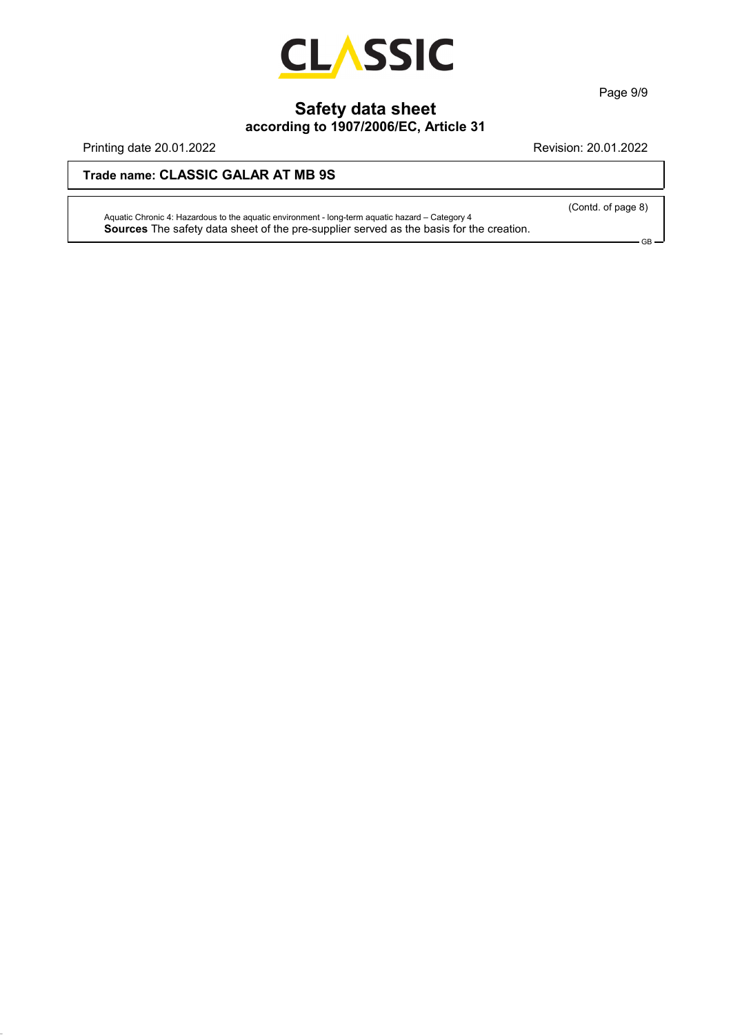Aquatic Chronic 4: Hazardous to the aquatic environment - long-term aquatic hazard – Category 4

**Sources** The safety data sheet of the pre-supplier served as the basis for the creation.